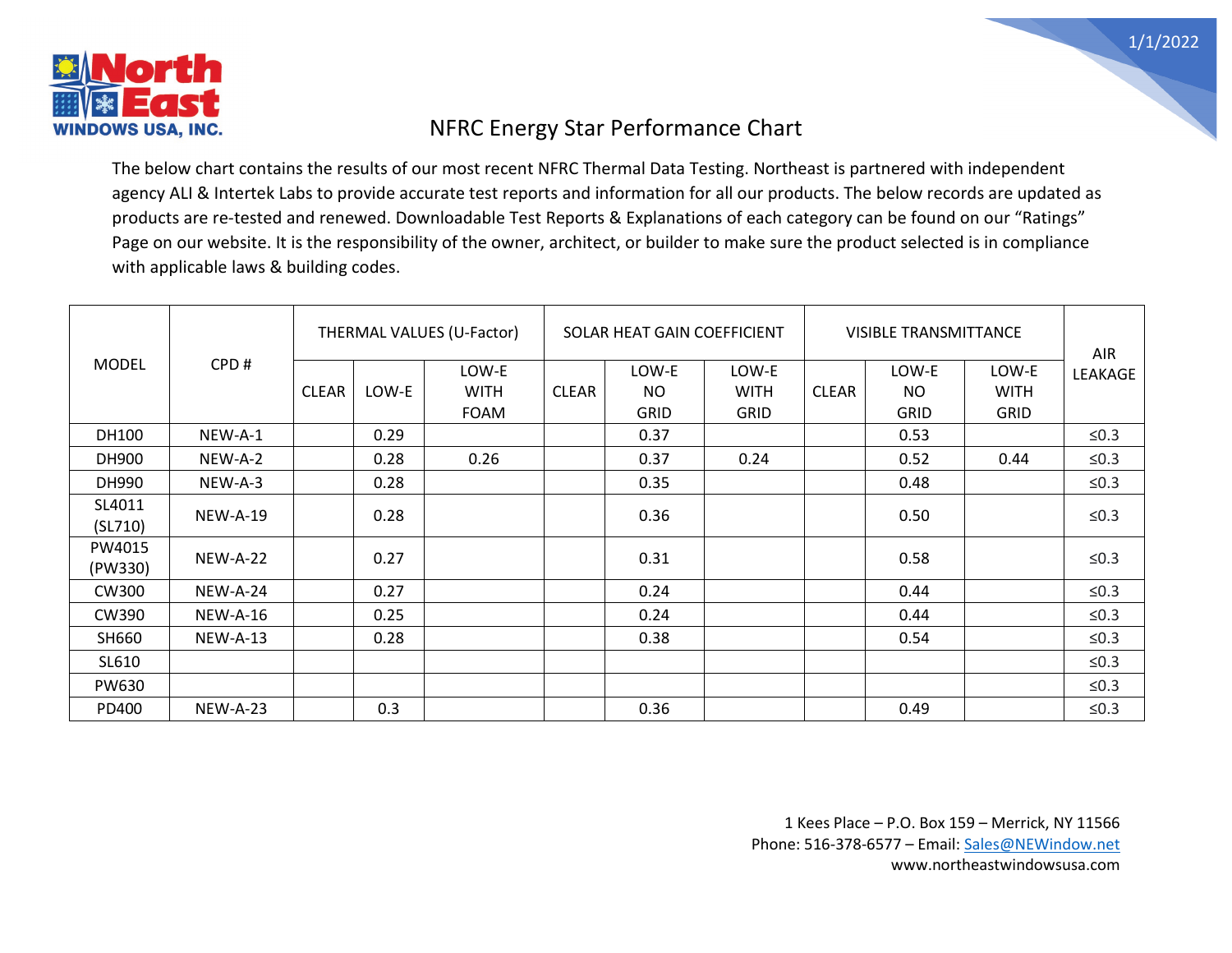1/1/2022

North East WINDOWS USA, INC.

# NFRC Energy Star Performance Chart

The below chart contains the results of our most recent NFRC Thermal Data Testing. Northeast is partnered with independent agency ALI & Intertek Labs to provide accurate test reports and information for all our products. The below records are updated as products are re-tested and renewed. Downloadable Test Reports & Explanations of each category can be found on our "Ratings" Page on our website. It is the responsibility of the owner, architect, or builder to make sure the product selected is in compliance with applicable laws & building codes.

| MODEL | CPD # | THERMAL VALUES (U-Factor) | | | SOLAR HEAT GAIN COEFFICIENT | | | VISIBLE TRANSMITTANCE | | | AIR LEAKAGE |
|---|---|---|---|---|---|---|---|---|---|---|---|
| | | CLEAR | LOW-E | LOW-E WITH FOAM | CLEAR | LOW-E NO GRID | LOW-E WITH GRID | CLEAR | LOW-E NO GRID | LOW-E WITH GRID | |
| DH100 | NEW-A-1 | | 0.29 | | | 0.37 | | | 0.53 | | ≤0.3 |
| DH900 | NEW-A-2 | | 0.28 | 0.26 | | 0.37 | 0.24 | | 0.52 | 0.44 | ≤0.3 |
| DH990 | NEW-A-3 | | 0.28 | | | 0.35 | | | 0.48 | | ≤0.3 |
| SL4011 (SL710) | NEW-A-19 | | 0.28 | | | 0.36 | | | 0.50 | | ≤0.3 |
| PW4015 (PW330) | NEW-A-22 | | 0.27 | | | 0.31 | | | 0.58 | | ≤0.3 |
| CW300 | NEW-A-24 | | 0.27 | | | 0.24 | | | 0.44 | | ≤0.3 |
| CW390 | NEW-A-16 | | 0.25 | | | 0.24 | | | 0.44 | | ≤0.3 |
| SH660 | NEW-A-13 | | 0.28 | | | 0.38 | | | 0.54 | | ≤0.3 |
| SL610 | | | | | | | | | | | ≤0.3 |
| PW630 | | | | | | | | | | | ≤0.3 |
| PD400 | NEW-A-23 | | 0.3 | | | 0.36 | | | 0.49 | | ≤0.3 |

1 Kees Place – P.O. Box 159 – Merrick, NY 11566
Phone: 516-378-6577 – Email: Sales@NEWindow.net
www.northeastwindowsusa.com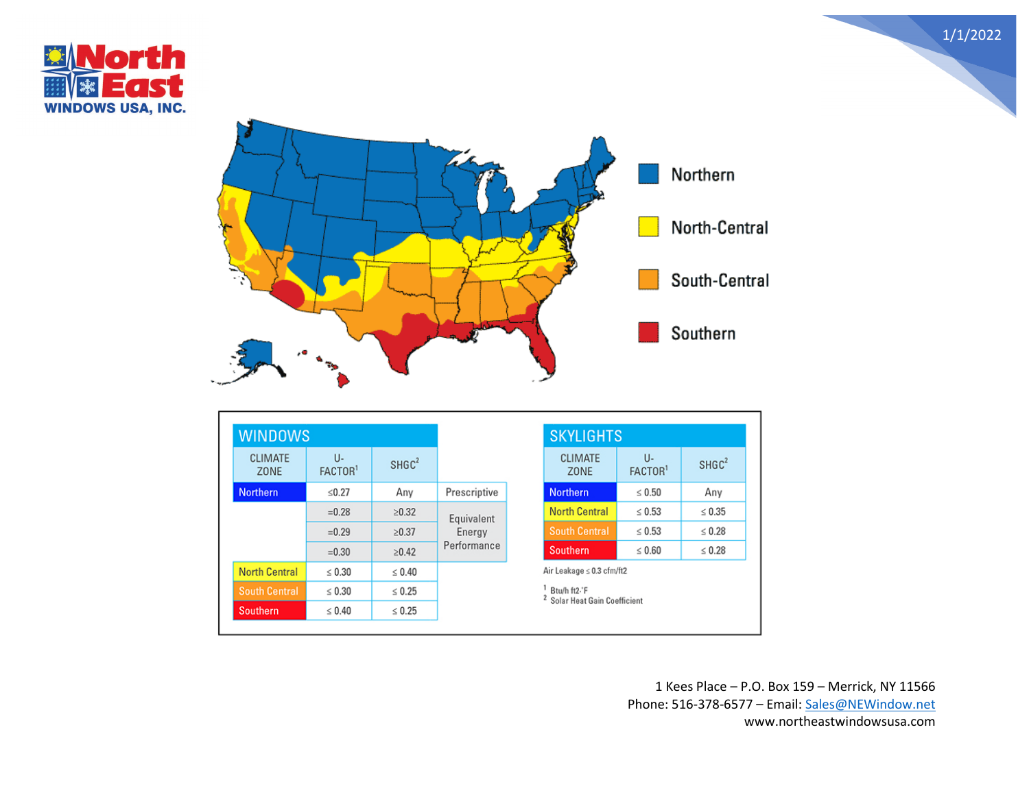North East WINDOWS USA, INC.

1/1/2022

Northern

North-Central

South-Central

Southern

| WINDOWS | | | |
|---|---|---|---|
| CLIMATE ZONE | U-FACTOR[1] | SHGC[2] | |
| Northern | ≤0.27 | Any | Prescriptive |
| | =0.28 | ≥0.32 | Equivalent Energy Performance |
| | =0.29 | ≥0.37 | |
| | =0.30 | ≥0.42 | |
| North Central | ≤ 0.30 | ≤ 0.40 | |
| South Central | ≤ 0.30 | ≤ 0.25 | |
| Southern | ≤ 0.40 | ≤ 0.25 | |

| SKYLIGHTS | | |
|---|---|---|
| CLIMATE ZONE | U-FACTOR[1] | SHGC[2] |
| Northern | ≤ 0.50 | Any |
| North Central | ≤ 0.53 | ≤ 0.35 |
| South Central | ≤ 0.53 | ≤ 0.28 |
| Southern | ≤ 0.60 | ≤ 0.28 |

Air Leakage ≤ 0.3 cfm/ft2

[1] Btu/h ft2·°F
[2] Solar Heat Gain Coefficient

1 Kees Place – P.O. Box 159 – Merrick, NY 11566
Phone: 516-378-6577 – Email: Sales@NEWindow.net
www.northeastwindowsusa.com